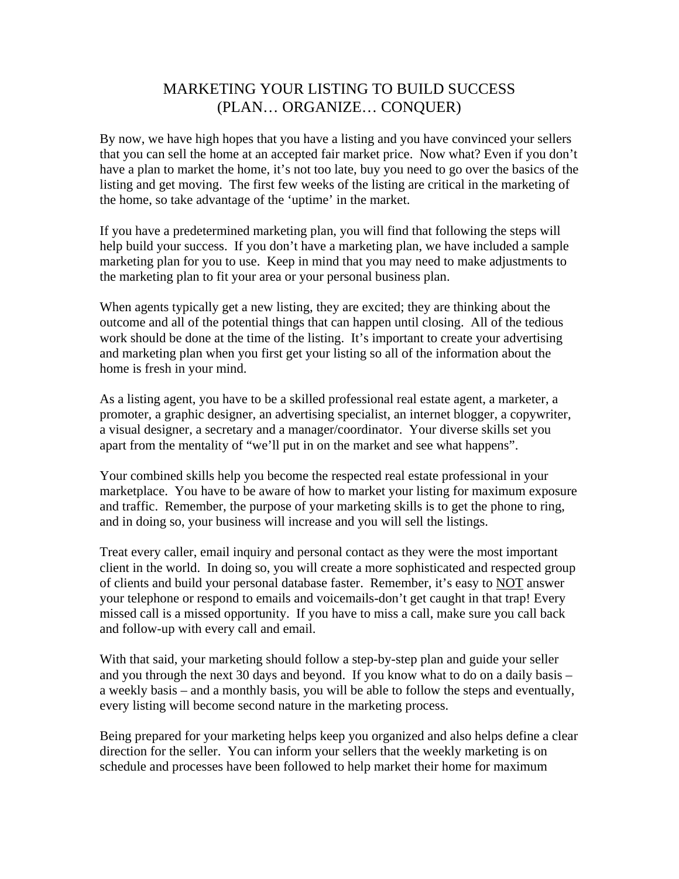# MARKETING YOUR LISTING TO BUILD SUCCESS
# (PLAN… ORGANIZE… CONQUER)

By now, we have high hopes that you have a listing and you have convinced your sellers that you can sell the home at an accepted fair market price. Now what? Even if you don't have a plan to market the home, it's not too late, buy you need to go over the basics of the listing and get moving. The first few weeks of the listing are critical in the marketing of the home, so take advantage of the 'uptime' in the market.

If you have a predetermined marketing plan, you will find that following the steps will help build your success. If you don't have a marketing plan, we have included a sample marketing plan for you to use. Keep in mind that you may need to make adjustments to the marketing plan to fit your area or your personal business plan.

When agents typically get a new listing, they are excited; they are thinking about the outcome and all of the potential things that can happen until closing. All of the tedious work should be done at the time of the listing. It's important to create your advertising and marketing plan when you first get your listing so all of the information about the home is fresh in your mind.

As a listing agent, you have to be a skilled professional real estate agent, a marketer, a promoter, a graphic designer, an advertising specialist, an internet blogger, a copywriter, a visual designer, a secretary and a manager/coordinator. Your diverse skills set you apart from the mentality of "we'll put in on the market and see what happens".

Your combined skills help you become the respected real estate professional in your marketplace. You have to be aware of how to market your listing for maximum exposure and traffic. Remember, the purpose of your marketing skills is to get the phone to ring, and in doing so, your business will increase and you will sell the listings.

Treat every caller, email inquiry and personal contact as they were the most important client in the world. In doing so, you will create a more sophisticated and respected group of clients and build your personal database faster. Remember, it's easy to <u>NOT</u> answer your telephone or respond to emails and voicemails-don't get caught in that trap! Every missed call is a missed opportunity. If you have to miss a call, make sure you call back and follow-up with every call and email.

With that said, your marketing should follow a step-by-step plan and guide your seller and you through the next 30 days and beyond. If you know what to do on a daily basis – a weekly basis – and a monthly basis, you will be able to follow the steps and eventually, every listing will become second nature in the marketing process.

Being prepared for your marketing helps keep you organized and also helps define a clear direction for the seller. You can inform your sellers that the weekly marketing is on schedule and processes have been followed to help market their home for maximum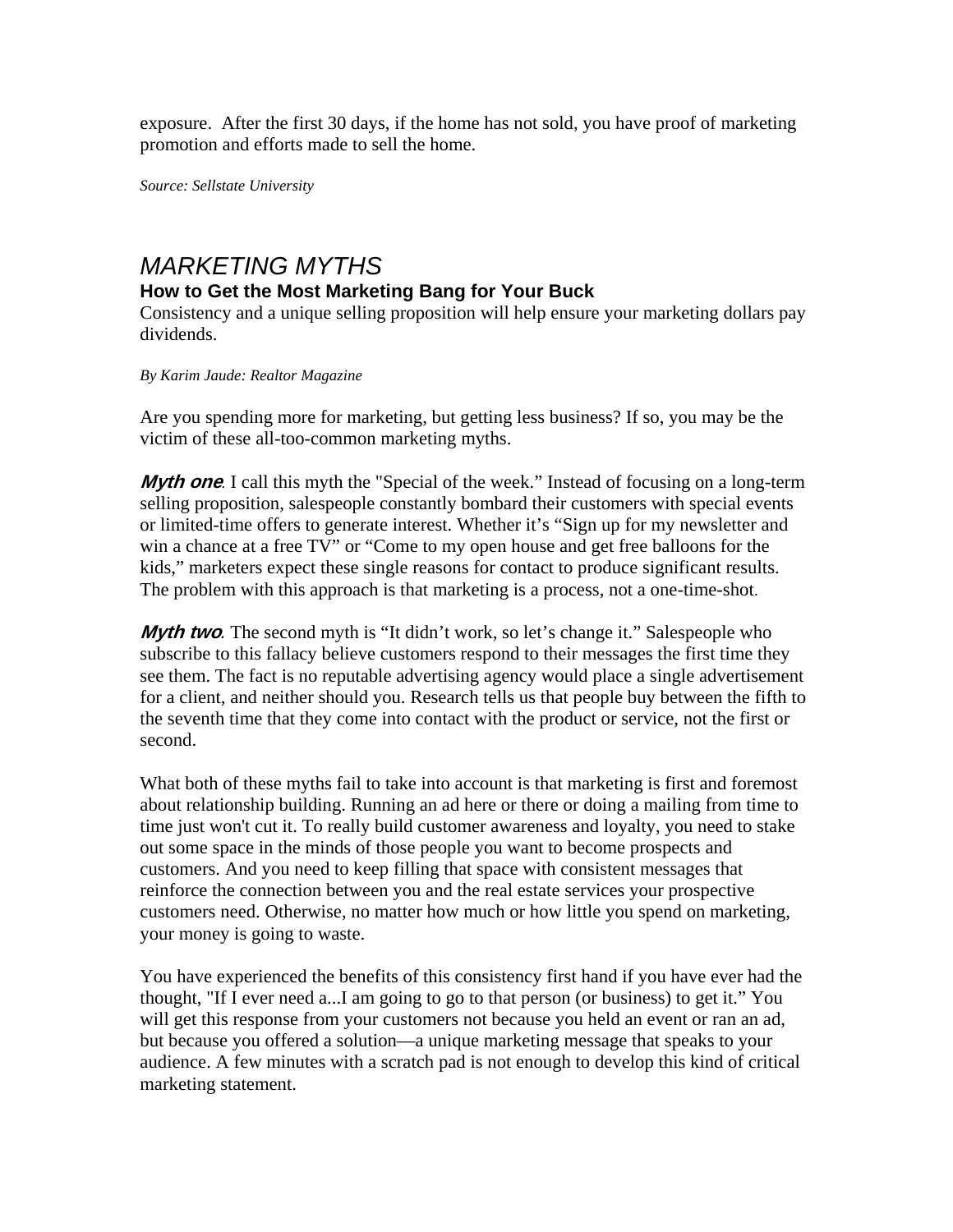exposure. After the first 30 days, if the home has not sold, you have proof of marketing promotion and efforts made to sell the home.

*Source: Sellstate University*

# *MARKETING MYTHS*

## How to Get the Most Marketing Bang for Your Buck

Consistency and a unique selling proposition will help ensure your marketing dollars pay dividends.

*By Karim Jaude: Realtor Magazine*

Are you spending more for marketing, but getting less business? If so, you may be the victim of these all-too-common marketing myths.

***Myth one***. I call this myth the "Special of the week." Instead of focusing on a long-term selling proposition, salespeople constantly bombard their customers with special events or limited-time offers to generate interest. Whether it's "Sign up for my newsletter and win a chance at a free TV" or "Come to my open house and get free balloons for the kids," marketers expect these single reasons for contact to produce significant results. The problem with this approach is that marketing is a process, not a one-time-shot.

***Myth two***. The second myth is "It didn't work, so let's change it." Salespeople who subscribe to this fallacy believe customers respond to their messages the first time they see them. The fact is no reputable advertising agency would place a single advertisement for a client, and neither should you. Research tells us that people buy between the fifth to the seventh time that they come into contact with the product or service, not the first or second.

What both of these myths fail to take into account is that marketing is first and foremost about relationship building. Running an ad here or there or doing a mailing from time to time just won't cut it. To really build customer awareness and loyalty, you need to stake out some space in the minds of those people you want to become prospects and customers. And you need to keep filling that space with consistent messages that reinforce the connection between you and the real estate services your prospective customers need. Otherwise, no matter how much or how little you spend on marketing, your money is going to waste.

You have experienced the benefits of this consistency first hand if you have ever had the thought, "If I ever need a...I am going to go to that person (or business) to get it." You will get this response from your customers not because you held an event or ran an ad, but because you offered a solution—a unique marketing message that speaks to your audience. A few minutes with a scratch pad is not enough to develop this kind of critical marketing statement.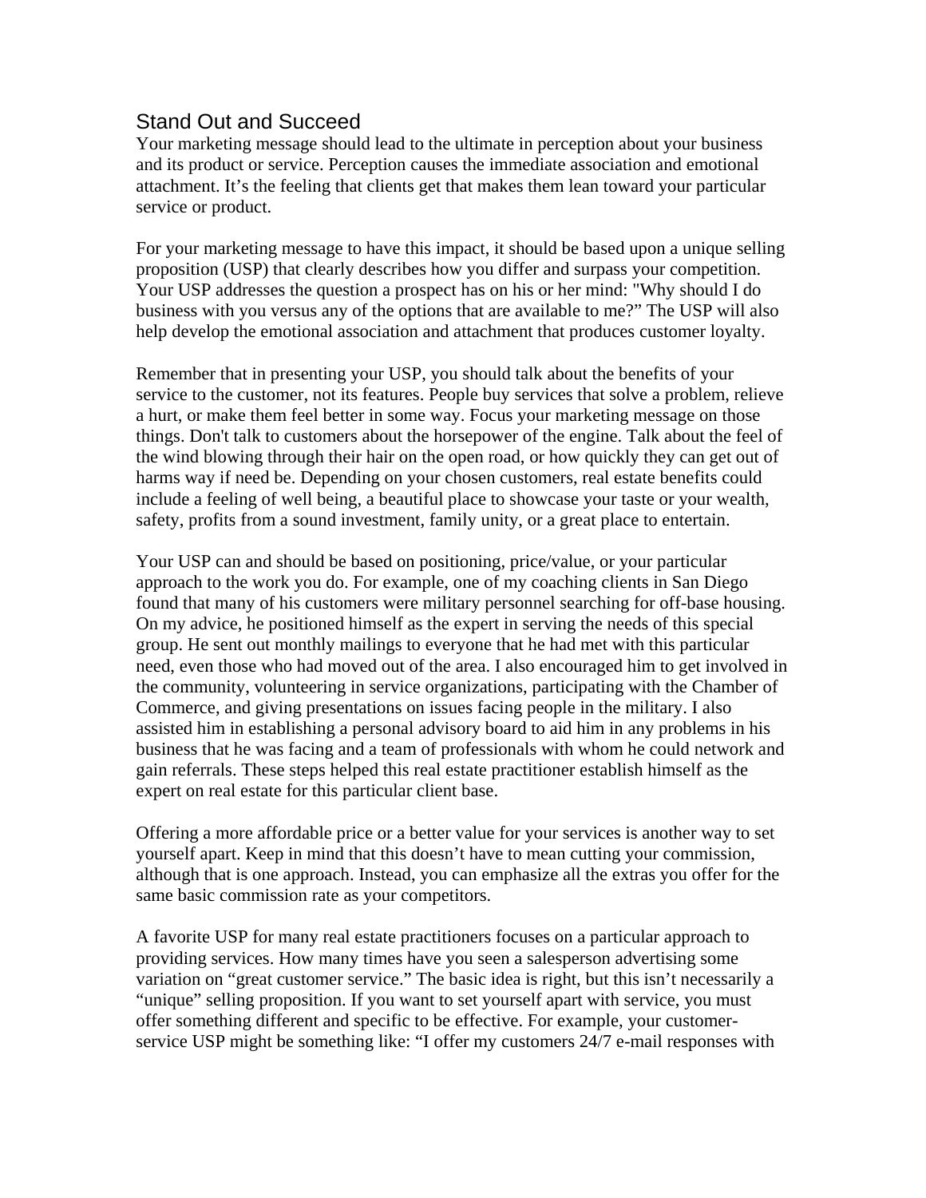## Stand Out and Succeed

Your marketing message should lead to the ultimate in perception about your business and its product or service. Perception causes the immediate association and emotional attachment. It's the feeling that clients get that makes them lean toward your particular service or product.

For your marketing message to have this impact, it should be based upon a unique selling proposition (USP) that clearly describes how you differ and surpass your competition. Your USP addresses the question a prospect has on his or her mind: "Why should I do business with you versus any of the options that are available to me?" The USP will also help develop the emotional association and attachment that produces customer loyalty.

Remember that in presenting your USP, you should talk about the benefits of your service to the customer, not its features. People buy services that solve a problem, relieve a hurt, or make them feel better in some way. Focus your marketing message on those things. Don't talk to customers about the horsepower of the engine. Talk about the feel of the wind blowing through their hair on the open road, or how quickly they can get out of harms way if need be. Depending on your chosen customers, real estate benefits could include a feeling of well being, a beautiful place to showcase your taste or your wealth, safety, profits from a sound investment, family unity, or a great place to entertain.

Your USP can and should be based on positioning, price/value, or your particular approach to the work you do. For example, one of my coaching clients in San Diego found that many of his customers were military personnel searching for off-base housing. On my advice, he positioned himself as the expert in serving the needs of this special group. He sent out monthly mailings to everyone that he had met with this particular need, even those who had moved out of the area. I also encouraged him to get involved in the community, volunteering in service organizations, participating with the Chamber of Commerce, and giving presentations on issues facing people in the military. I also assisted him in establishing a personal advisory board to aid him in any problems in his business that he was facing and a team of professionals with whom he could network and gain referrals. These steps helped this real estate practitioner establish himself as the expert on real estate for this particular client base.

Offering a more affordable price or a better value for your services is another way to set yourself apart. Keep in mind that this doesn't have to mean cutting your commission, although that is one approach. Instead, you can emphasize all the extras you offer for the same basic commission rate as your competitors.

A favorite USP for many real estate practitioners focuses on a particular approach to providing services. How many times have you seen a salesperson advertising some variation on "great customer service." The basic idea is right, but this isn't necessarily a "unique" selling proposition. If you want to set yourself apart with service, you must offer something different and specific to be effective. For example, your customer-service USP might be something like: "I offer my customers 24/7 e-mail responses with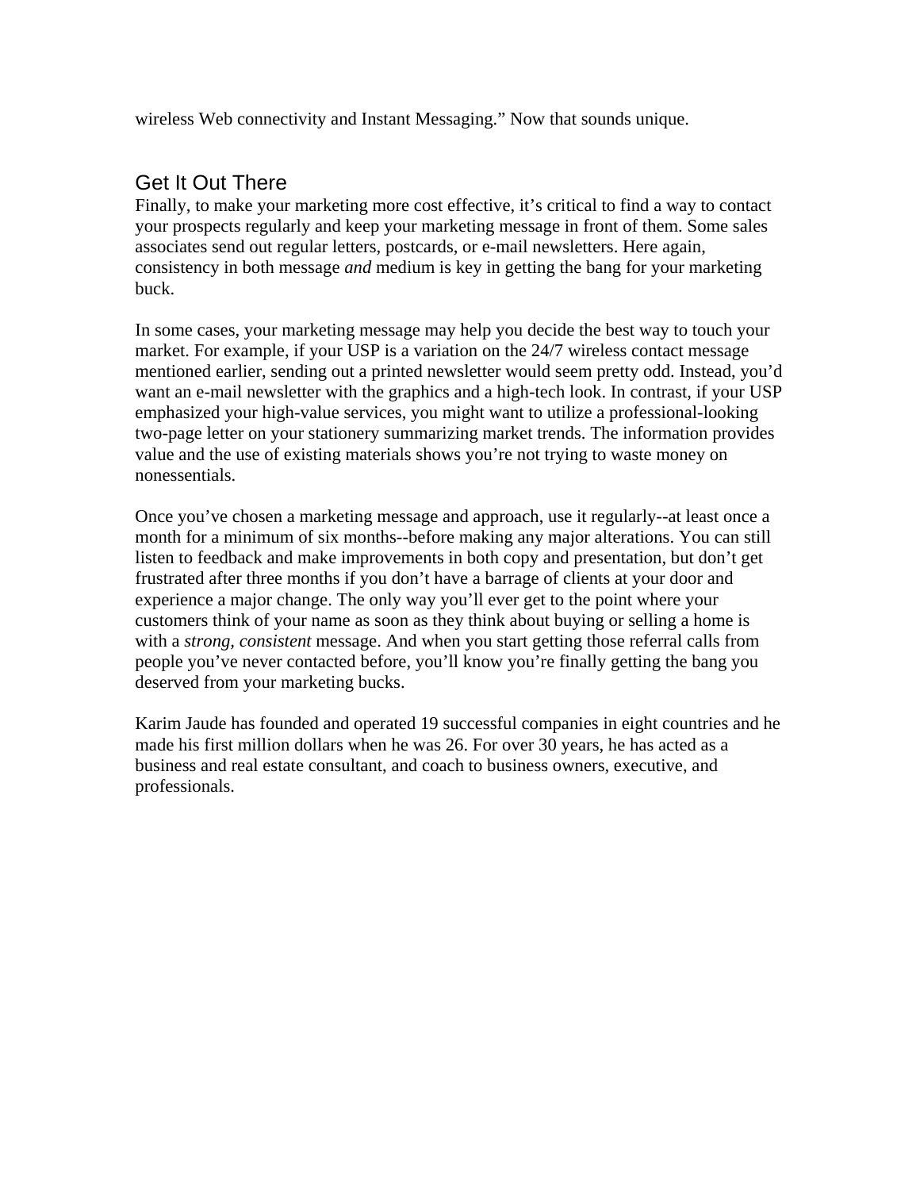wireless Web connectivity and Instant Messaging." Now that sounds unique.

## Get It Out There

Finally, to make your marketing more cost effective, it's critical to find a way to contact your prospects regularly and keep your marketing message in front of them. Some sales associates send out regular letters, postcards, or e-mail newsletters. Here again, consistency in both message *and* medium is key in getting the bang for your marketing buck.

In some cases, your marketing message may help you decide the best way to touch your market. For example, if your USP is a variation on the 24/7 wireless contact message mentioned earlier, sending out a printed newsletter would seem pretty odd. Instead, you'd want an e-mail newsletter with the graphics and a high-tech look. In contrast, if your USP emphasized your high-value services, you might want to utilize a professional-looking two-page letter on your stationery summarizing market trends. The information provides value and the use of existing materials shows you're not trying to waste money on nonessentials.

Once you've chosen a marketing message and approach, use it regularly--at least once a month for a minimum of six months--before making any major alterations. You can still listen to feedback and make improvements in both copy and presentation, but don't get frustrated after three months if you don't have a barrage of clients at your door and experience a major change. The only way you'll ever get to the point where your customers think of your name as soon as they think about buying or selling a home is with a *strong, consistent* message. And when you start getting those referral calls from people you've never contacted before, you'll know you're finally getting the bang you deserved from your marketing bucks.

Karim Jaude has founded and operated 19 successful companies in eight countries and he made his first million dollars when he was 26. For over 30 years, he has acted as a business and real estate consultant, and coach to business owners, executive, and professionals.